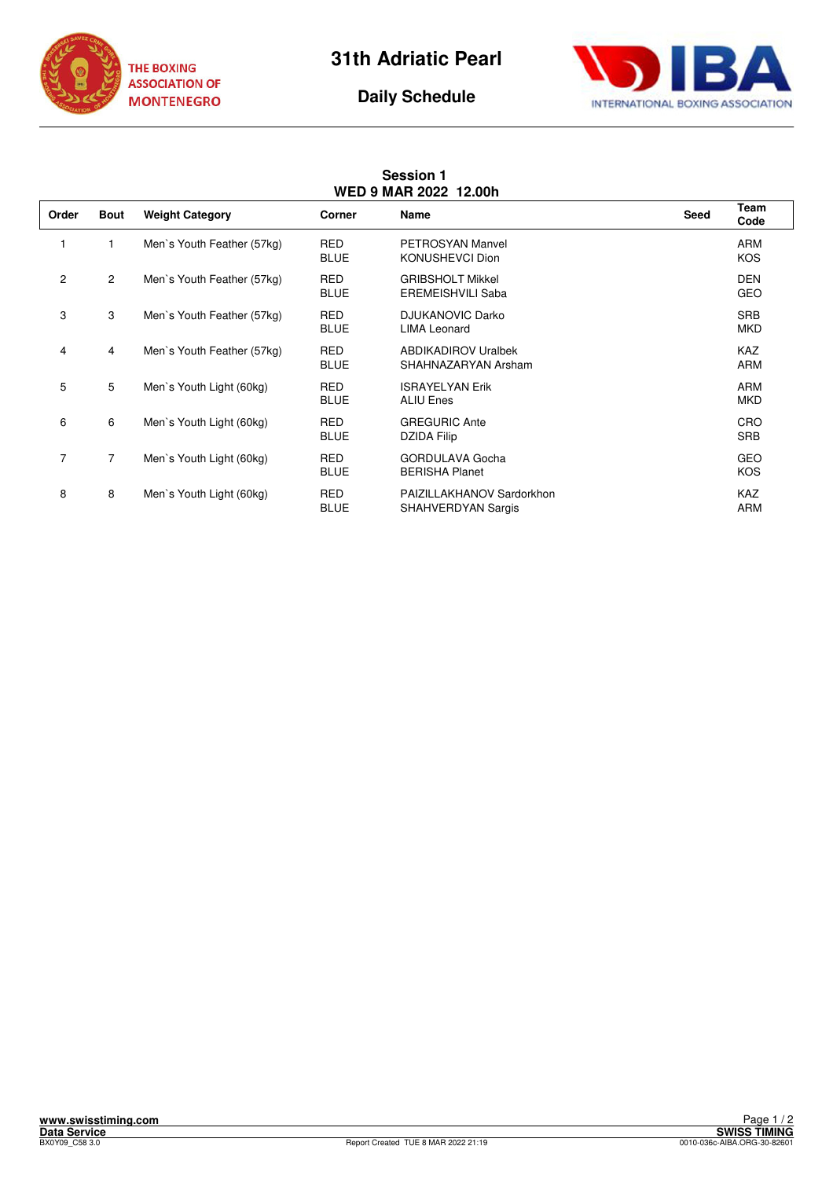THE BOXING ASSOCIATION OF MONTENEGRO

# 31th Adriatic Pearl

## Daily Schedule

INTERNATIONAL BOXING ASSOCIATION

### Session 1
### WED 9 MAR 2022 12.00h

| Order | Bout | Weight Category | Corner | Name | Seed | Team Code |
|---|---|---|---|---|---|---|
| 1 | 1 | Men`s Youth Feather (57kg) | RED | PETROSYAN Manvel | | ARM |
| | | | BLUE | KONUSHEVCI Dion | | KOS |
| 2 | 2 | Men`s Youth Feather (57kg) | RED | GRIBSHOLT Mikkel | | DEN |
| | | | BLUE | EREMEISHVILI Saba | | GEO |
| 3 | 3 | Men`s Youth Feather (57kg) | RED | DJUKANOVIC Darko | | SRB |
| | | | BLUE | LIMA Leonard | | MKD |
| 4 | 4 | Men`s Youth Feather (57kg) | RED | ABDIKADIROV Uralbek | | KAZ |
| | | | BLUE | SHAHNAZARYAN Arsham | | ARM |
| 5 | 5 | Men`s Youth Light (60kg) | RED | ISRAYELYAN Erik | | ARM |
| | | | BLUE | ALIU Enes | | MKD |
| 6 | 6 | Men`s Youth Light (60kg) | RED | GREGURIC Ante | | CRO |
| | | | BLUE | DZIDA Filip | | SRB |
| 7 | 7 | Men`s Youth Light (60kg) | RED | GORDULAVA Gocha | | GEO |
| | | | BLUE | BERISHA Planet | | KOS |
| 8 | 8 | Men`s Youth Light (60kg) | RED | PAIZILLAKHANOV Sardorkhon | | KAZ |
| | | | BLUE | SHAHVERDYAN Sargis | | ARM |

www.swisstiming.com
Data Service
BX0Y09_C58 3.0

Report Created TUE 8 MAR 2022 21:19

SWISS TIMING
0010-036c-AIBA.ORG-30-82601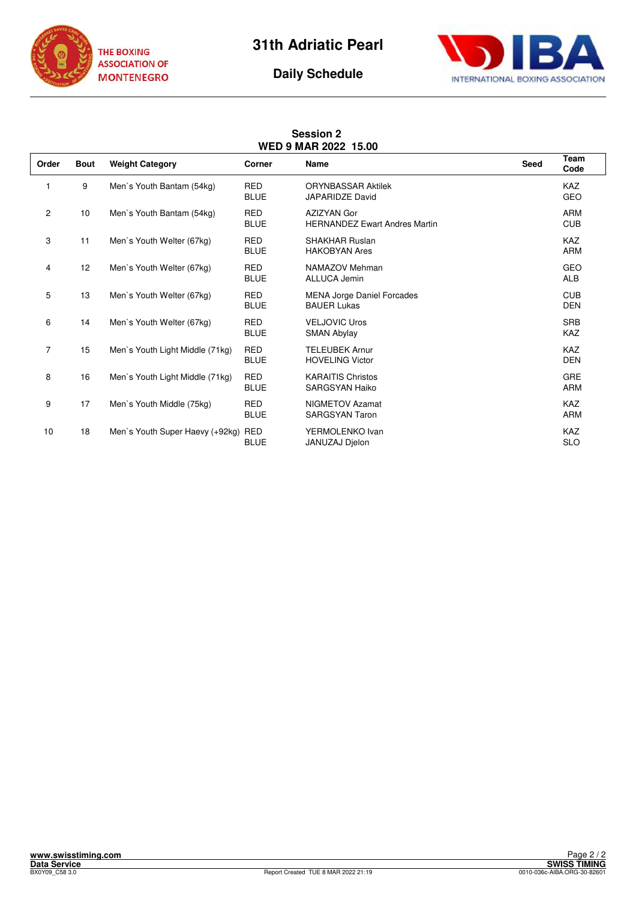# 31th Adriatic Pearl

## Daily Schedule

### Session 2
### WED 9 MAR 2022 15.00

| Order | Bout | Weight Category | Corner | Name | Seed | Team Code |
|---|---|---|---|---|---|---|
| 1 | 9 | Men`s Youth Bantam (54kg) | RED<br>BLUE | ORYNBASSAR Aktilek<br>JAPARIDZE David | | KAZ<br>GEO |
| 2 | 10 | Men`s Youth Bantam (54kg) | RED<br>BLUE | AZIZYAN Gor<br>HERNANDEZ Ewart Andres Martin | | ARM<br>CUB |
| 3 | 11 | Men`s Youth Welter (67kg) | RED<br>BLUE | SHAKHAR Ruslan<br>HAKOBYAN Ares | | KAZ<br>ARM |
| 4 | 12 | Men`s Youth Welter (67kg) | RED<br>BLUE | NAMAZOV Mehman<br>ALLUCA Jemin | | GEO<br>ALB |
| 5 | 13 | Men`s Youth Welter (67kg) | RED<br>BLUE | MENA Jorge Daniel Forcades<br>BAUER Lukas | | CUB<br>DEN |
| 6 | 14 | Men`s Youth Welter (67kg) | RED<br>BLUE | VELJOVIC Uros<br>SMAN Abylay | | SRB<br>KAZ |
| 7 | 15 | Men`s Youth Light Middle (71kg) | RED<br>BLUE | TELEUBEK Arnur<br>HOVELING Victor | | KAZ<br>DEN |
| 8 | 16 | Men`s Youth Light Middle (71kg) | RED<br>BLUE | KARAITIS Christos<br>SARGSYAN Haiko | | GRE<br>ARM |
| 9 | 17 | Men`s Youth Middle (75kg) | RED<br>BLUE | NIGMETOV Azamat<br>SARGSYAN Taron | | KAZ<br>ARM |
| 10 | 18 | Men`s Youth Super Haevy (+92kg) | RED<br>BLUE | YERMOLENKO Ivan<br>JANUZAJ Djelon | | KAZ<br>SLO |

Report Created TUE 8 MAR 2022 21:19